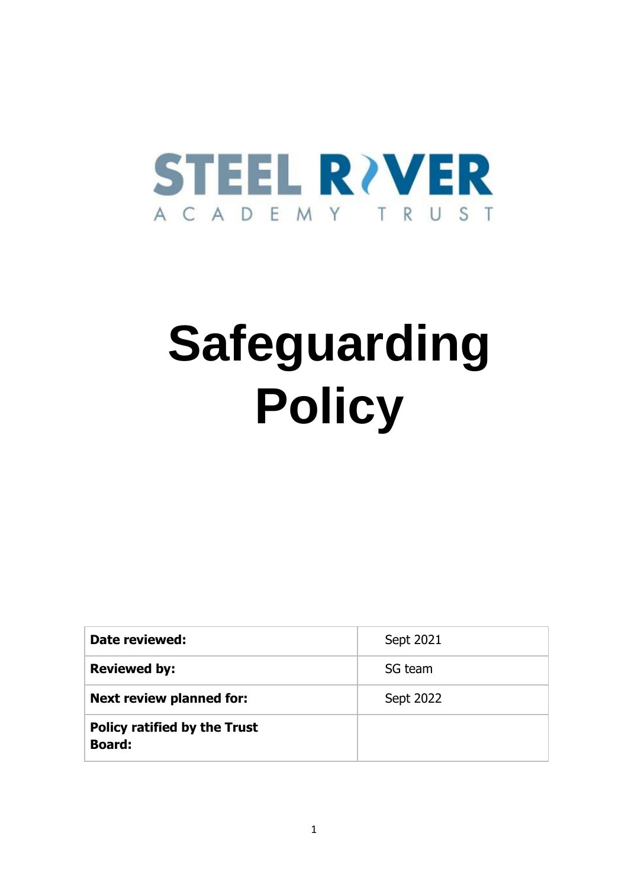STEEL RIVER
ACADEMY TRUST

# Safeguarding Policy

| **Date reviewed:** | Sept 2021 |
|---|---|
| **Reviewed by:** | SG team |
| **Next review planned for:** | Sept 2022 |
| **Policy ratified by the Trust Board:** | |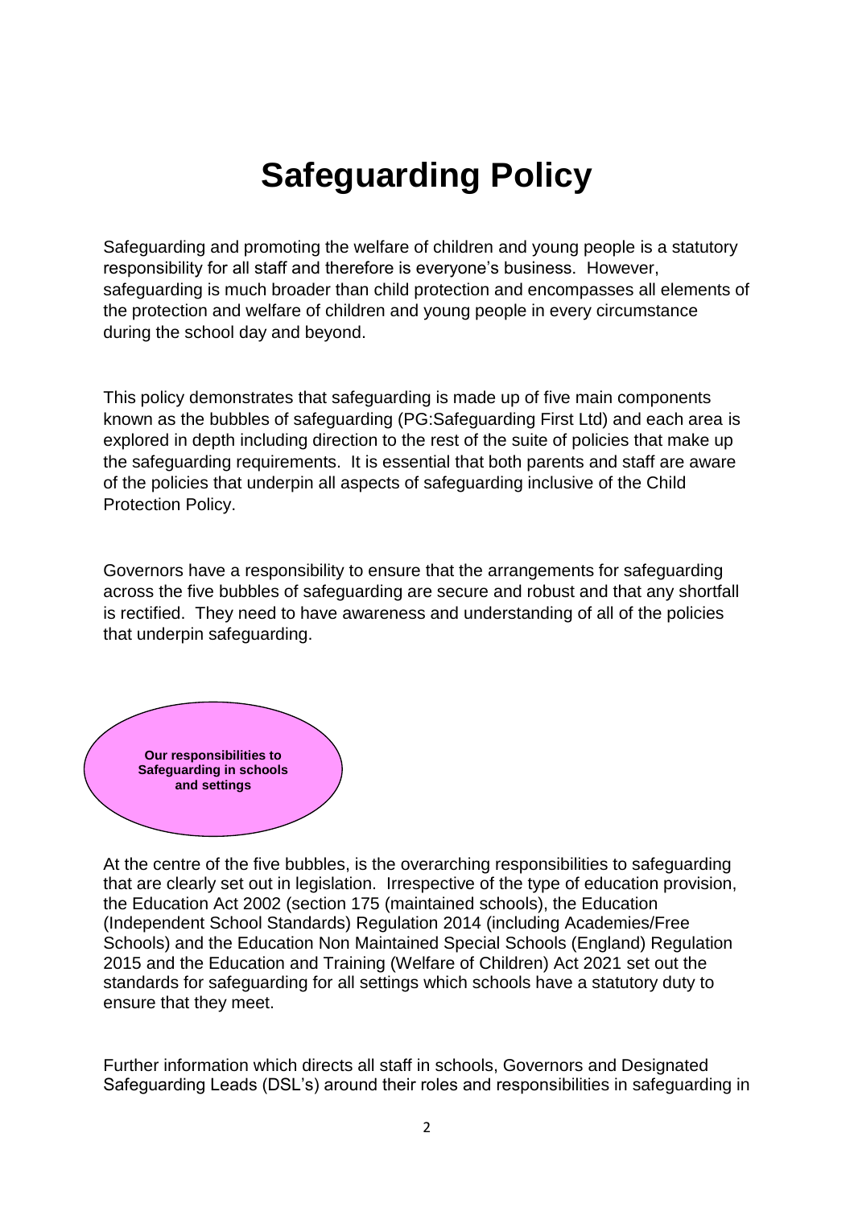# Safeguarding Policy

Safeguarding and promoting the welfare of children and young people is a statutory responsibility for all staff and therefore is everyone's business. However, safeguarding is much broader than child protection and encompasses all elements of the protection and welfare of children and young people in every circumstance during the school day and beyond.

This policy demonstrates that safeguarding is made up of five main components known as the bubbles of safeguarding (PG:Safeguarding First Ltd) and each area is explored in depth including direction to the rest of the suite of policies that make up the safeguarding requirements. It is essential that both parents and staff are aware of the policies that underpin all aspects of safeguarding inclusive of the Child Protection Policy.

Governors have a responsibility to ensure that the arrangements for safeguarding across the five bubbles of safeguarding are secure and robust and that any shortfall is rectified. They need to have awareness and understanding of all of the policies that underpin safeguarding.

**Our responsibilities to Safeguarding in schools and settings**

At the centre of the five bubbles, is the overarching responsibilities to safeguarding that are clearly set out in legislation. Irrespective of the type of education provision, the Education Act 2002 (section 175 (maintained schools), the Education (Independent School Standards) Regulation 2014 (including Academies/Free Schools) and the Education Non Maintained Special Schools (England) Regulation 2015 and the Education and Training (Welfare of Children) Act 2021 set out the standards for safeguarding for all settings which schools have a statutory duty to ensure that they meet.

Further information which directs all staff in schools, Governors and Designated Safeguarding Leads (DSL's) around their roles and responsibilities in safeguarding in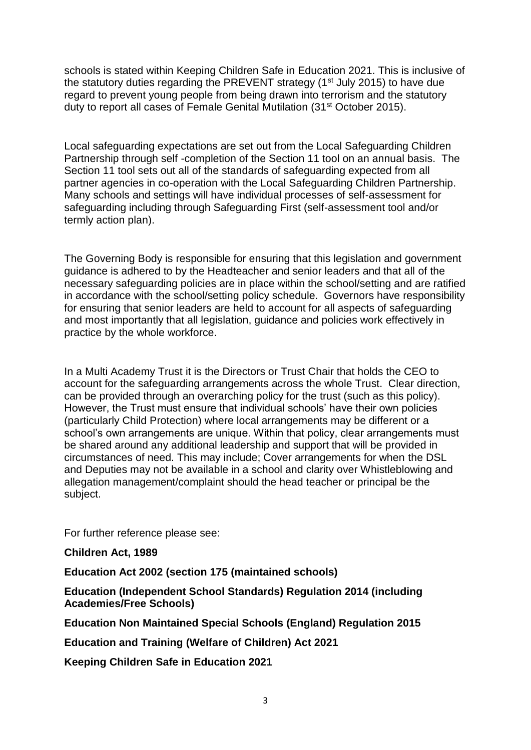schools is stated within Keeping Children Safe in Education 2021. This is inclusive of the statutory duties regarding the PREVENT strategy (1st July 2015) to have due regard to prevent young people from being drawn into terrorism and the statutory duty to report all cases of Female Genital Mutilation (31st October 2015).

Local safeguarding expectations are set out from the Local Safeguarding Children Partnership through self -completion of the Section 11 tool on an annual basis. The Section 11 tool sets out all of the standards of safeguarding expected from all partner agencies in co-operation with the Local Safeguarding Children Partnership. Many schools and settings will have individual processes of self-assessment for safeguarding including through Safeguarding First (self-assessment tool and/or termly action plan).

The Governing Body is responsible for ensuring that this legislation and government guidance is adhered to by the Headteacher and senior leaders and that all of the necessary safeguarding policies are in place within the school/setting and are ratified in accordance with the school/setting policy schedule. Governors have responsibility for ensuring that senior leaders are held to account for all aspects of safeguarding and most importantly that all legislation, guidance and policies work effectively in practice by the whole workforce.

In a Multi Academy Trust it is the Directors or Trust Chair that holds the CEO to account for the safeguarding arrangements across the whole Trust. Clear direction, can be provided through an overarching policy for the trust (such as this policy). However, the Trust must ensure that individual schools' have their own policies (particularly Child Protection) where local arrangements may be different or a school's own arrangements are unique. Within that policy, clear arrangements must be shared around any additional leadership and support that will be provided in circumstances of need. This may include; Cover arrangements for when the DSL and Deputies may not be available in a school and clarity over Whistleblowing and allegation management/complaint should the head teacher or principal be the subject.

For further reference please see:

**Children Act, 1989**

**Education Act 2002 (section 175 (maintained schools)**

**Education (Independent School Standards) Regulation 2014 (including Academies/Free Schools)**

**Education Non Maintained Special Schools (England) Regulation 2015**

**Education and Training (Welfare of Children) Act 2021**

**Keeping Children Safe in Education 2021**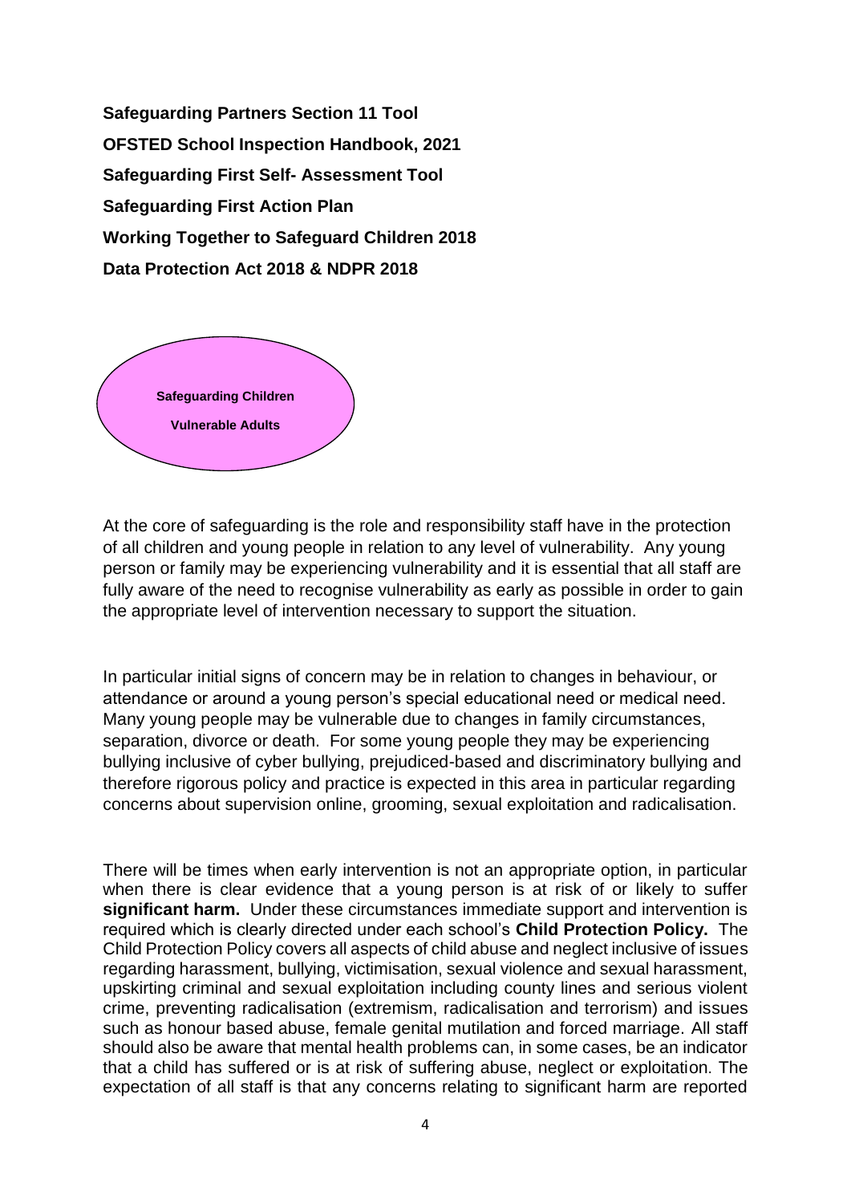**Safeguarding Partners Section 11 Tool**

**OFSTED School Inspection Handbook, 2021**

**Safeguarding First Self- Assessment Tool**

**Safeguarding First Action Plan**

**Working Together to Safeguard Children 2018**

**Data Protection Act 2018 & NDPR 2018**

**Safeguarding Children**

**Vulnerable Adults**

At the core of safeguarding is the role and responsibility staff have in the protection of all children and young people in relation to any level of vulnerability. Any young person or family may be experiencing vulnerability and it is essential that all staff are fully aware of the need to recognise vulnerability as early as possible in order to gain the appropriate level of intervention necessary to support the situation.

In particular initial signs of concern may be in relation to changes in behaviour, or attendance or around a young person's special educational need or medical need. Many young people may be vulnerable due to changes in family circumstances, separation, divorce or death. For some young people they may be experiencing bullying inclusive of cyber bullying, prejudiced-based and discriminatory bullying and therefore rigorous policy and practice is expected in this area in particular regarding concerns about supervision online, grooming, sexual exploitation and radicalisation.

There will be times when early intervention is not an appropriate option, in particular when there is clear evidence that a young person is at risk of or likely to suffer **significant harm.** Under these circumstances immediate support and intervention is required which is clearly directed under each school's **Child Protection Policy.** The Child Protection Policy covers all aspects of child abuse and neglect inclusive of issues regarding harassment, bullying, victimisation, sexual violence and sexual harassment, upskirting criminal and sexual exploitation including county lines and serious violent crime, preventing radicalisation (extremism, radicalisation and terrorism) and issues such as honour based abuse, female genital mutilation and forced marriage. All staff should also be aware that mental health problems can, in some cases, be an indicator that a child has suffered or is at risk of suffering abuse, neglect or exploitation. The expectation of all staff is that any concerns relating to significant harm are reported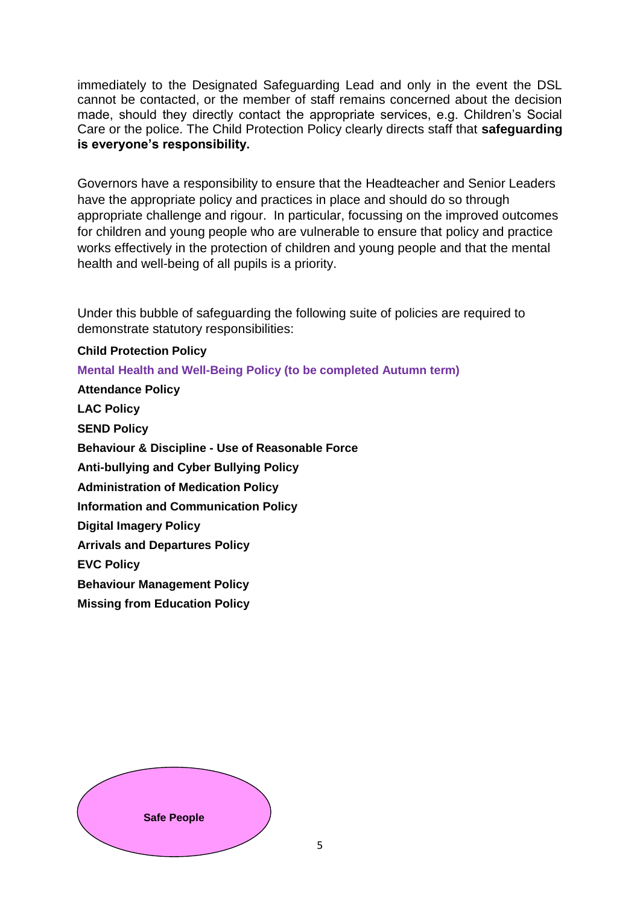immediately to the Designated Safeguarding Lead and only in the event the DSL cannot be contacted, or the member of staff remains concerned about the decision made, should they directly contact the appropriate services, e.g. Children's Social Care or the police. The Child Protection Policy clearly directs staff that **safeguarding is everyone's responsibility.**

Governors have a responsibility to ensure that the Headteacher and Senior Leaders have the appropriate policy and practices in place and should do so through appropriate challenge and rigour. In particular, focussing on the improved outcomes for children and young people who are vulnerable to ensure that policy and practice works effectively in the protection of children and young people and that the mental health and well-being of all pupils is a priority.

Under this bubble of safeguarding the following suite of policies are required to demonstrate statutory responsibilities:

**Child Protection Policy**

**Mental Health and Well-Being Policy (to be completed Autumn term)**

**Attendance Policy**

**LAC Policy**

**SEND Policy**

**Behaviour & Discipline - Use of Reasonable Force**

**Anti-bullying and Cyber Bullying Policy**

**Administration of Medication Policy**

**Information and Communication Policy**

**Digital Imagery Policy**

**Arrivals and Departures Policy**

**EVC Policy**

**Behaviour Management Policy**

**Missing from Education Policy**

**Safe People**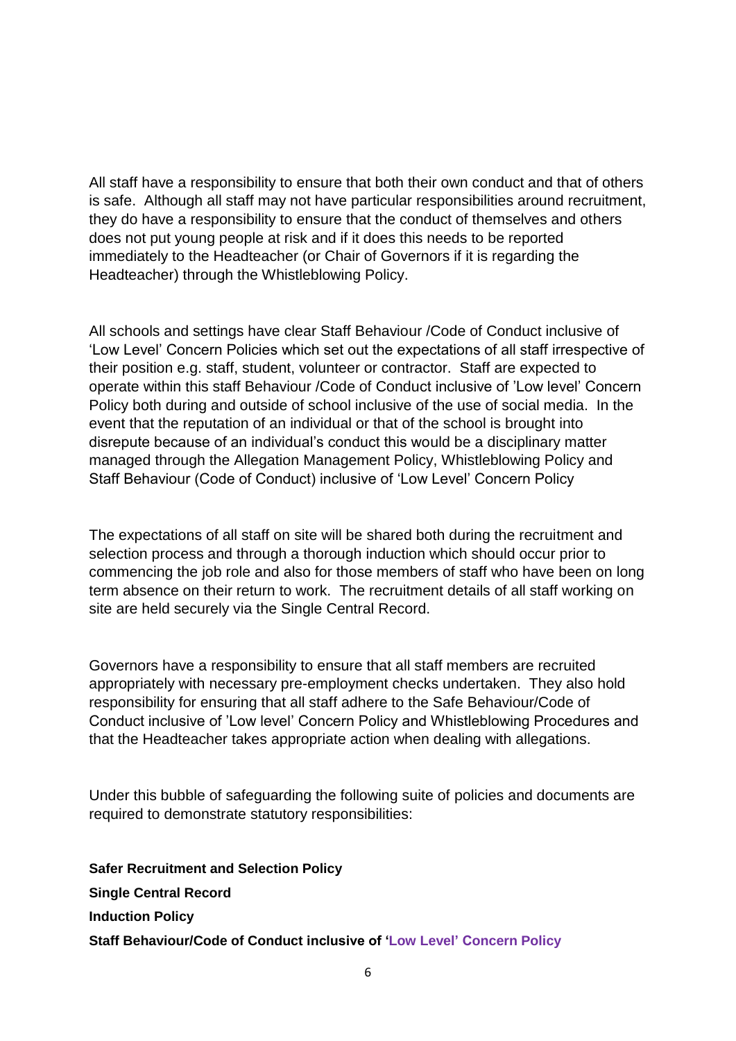All staff have a responsibility to ensure that both their own conduct and that of others is safe. Although all staff may not have particular responsibilities around recruitment, they do have a responsibility to ensure that the conduct of themselves and others does not put young people at risk and if it does this needs to be reported immediately to the Headteacher (or Chair of Governors if it is regarding the Headteacher) through the Whistleblowing Policy.

All schools and settings have clear Staff Behaviour /Code of Conduct inclusive of 'Low Level' Concern Policies which set out the expectations of all staff irrespective of their position e.g. staff, student, volunteer or contractor. Staff are expected to operate within this staff Behaviour /Code of Conduct inclusive of 'Low level' Concern Policy both during and outside of school inclusive of the use of social media. In the event that the reputation of an individual or that of the school is brought into disrepute because of an individual's conduct this would be a disciplinary matter managed through the Allegation Management Policy, Whistleblowing Policy and Staff Behaviour (Code of Conduct) inclusive of 'Low Level' Concern Policy

The expectations of all staff on site will be shared both during the recruitment and selection process and through a thorough induction which should occur prior to commencing the job role and also for those members of staff who have been on long term absence on their return to work. The recruitment details of all staff working on site are held securely via the Single Central Record.

Governors have a responsibility to ensure that all staff members are recruited appropriately with necessary pre-employment checks undertaken. They also hold responsibility for ensuring that all staff adhere to the Safe Behaviour/Code of Conduct inclusive of 'Low level' Concern Policy and Whistleblowing Procedures and that the Headteacher takes appropriate action when dealing with allegations.

Under this bubble of safeguarding the following suite of policies and documents are required to demonstrate statutory responsibilities:

**Safer Recruitment and Selection Policy**

**Single Central Record**

**Induction Policy**

**Staff Behaviour/Code of Conduct inclusive of 'Low Level' Concern Policy**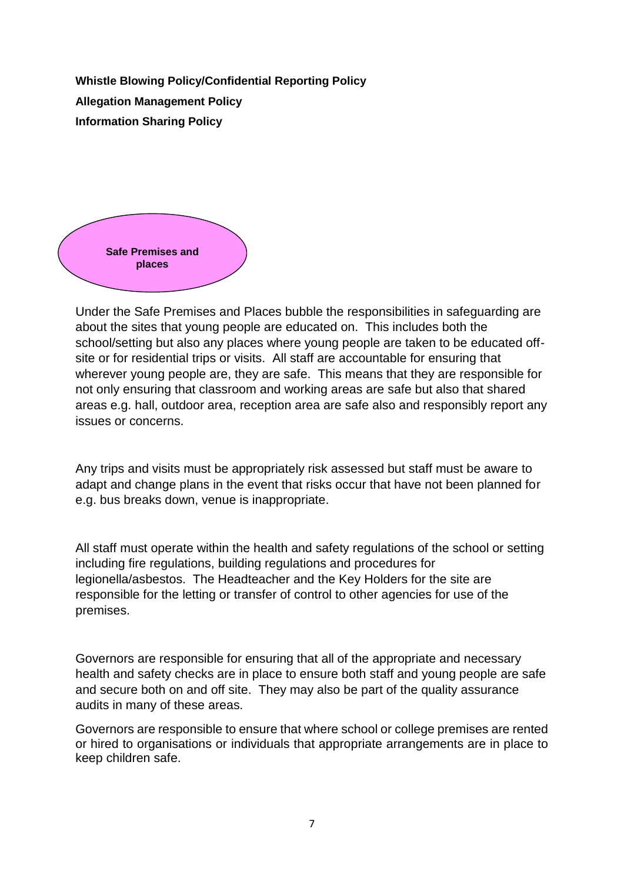**Whistle Blowing Policy/Confidential Reporting Policy**

**Allegation Management Policy**

**Information Sharing Policy**

**Safe Premises and places**

Under the Safe Premises and Places bubble the responsibilities in safeguarding are about the sites that young people are educated on. This includes both the school/setting but also any places where young people are taken to be educated off-site or for residential trips or visits. All staff are accountable for ensuring that wherever young people are, they are safe. This means that they are responsible for not only ensuring that classroom and working areas are safe but also that shared areas e.g. hall, outdoor area, reception area are safe also and responsibly report any issues or concerns.

Any trips and visits must be appropriately risk assessed but staff must be aware to adapt and change plans in the event that risks occur that have not been planned for e.g. bus breaks down, venue is inappropriate.

All staff must operate within the health and safety regulations of the school or setting including fire regulations, building regulations and procedures for legionella/asbestos. The Headteacher and the Key Holders for the site are responsible for the letting or transfer of control to other agencies for use of the premises.

Governors are responsible for ensuring that all of the appropriate and necessary health and safety checks are in place to ensure both staff and young people are safe and secure both on and off site. They may also be part of the quality assurance audits in many of these areas.

Governors are responsible to ensure that where school or college premises are rented or hired to organisations or individuals that appropriate arrangements are in place to keep children safe.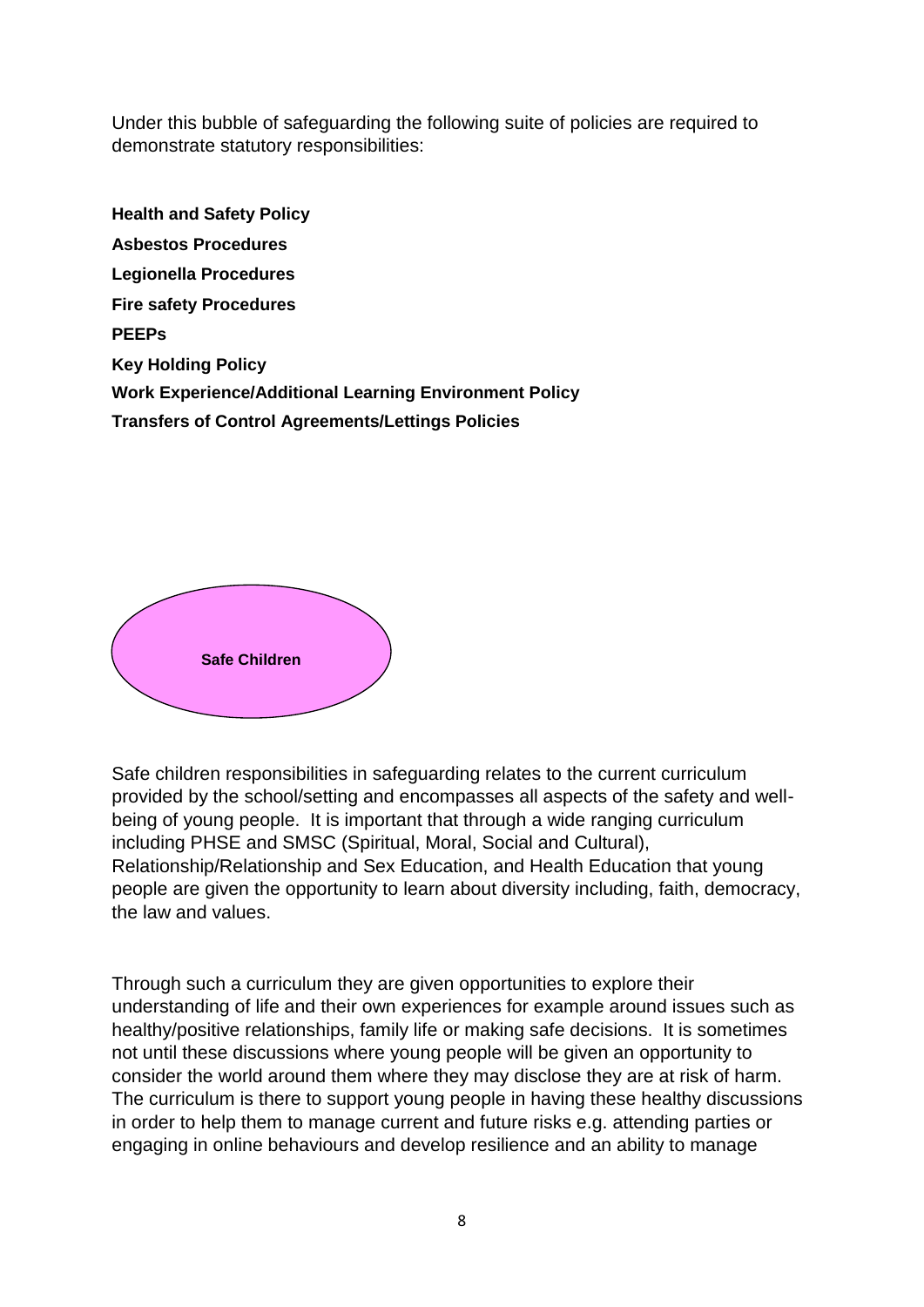Under this bubble of safeguarding the following suite of policies are required to demonstrate statutory responsibilities:

**Health and Safety Policy**

**Asbestos Procedures**

**Legionella Procedures**

**Fire safety Procedures**

**PEEPs**

**Key Holding Policy**

**Work Experience/Additional Learning Environment Policy**

**Transfers of Control Agreements/Lettings Policies**

**Safe Children**

Safe children responsibilities in safeguarding relates to the current curriculum provided by the school/setting and encompasses all aspects of the safety and well-being of young people. It is important that through a wide ranging curriculum including PHSE and SMSC (Spiritual, Moral, Social and Cultural), Relationship/Relationship and Sex Education, and Health Education that young people are given the opportunity to learn about diversity including, faith, democracy, the law and values.

Through such a curriculum they are given opportunities to explore their understanding of life and their own experiences for example around issues such as healthy/positive relationships, family life or making safe decisions. It is sometimes not until these discussions where young people will be given an opportunity to consider the world around them where they may disclose they are at risk of harm. The curriculum is there to support young people in having these healthy discussions in order to help them to manage current and future risks e.g. attending parties or engaging in online behaviours and develop resilience and an ability to manage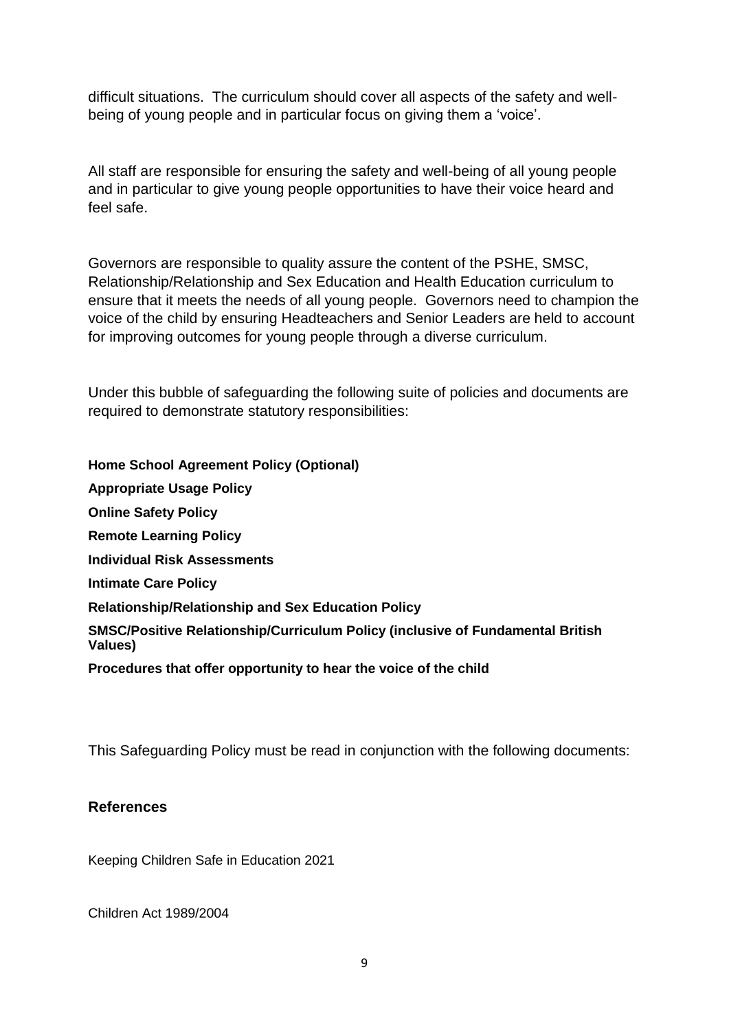difficult situations. The curriculum should cover all aspects of the safety and well-being of young people and in particular focus on giving them a 'voice'.

All staff are responsible for ensuring the safety and well-being of all young people and in particular to give young people opportunities to have their voice heard and feel safe.

Governors are responsible to quality assure the content of the PSHE, SMSC, Relationship/Relationship and Sex Education and Health Education curriculum to ensure that it meets the needs of all young people. Governors need to champion the voice of the child by ensuring Headteachers and Senior Leaders are held to account for improving outcomes for young people through a diverse curriculum.

Under this bubble of safeguarding the following suite of policies and documents are required to demonstrate statutory responsibilities:

**Home School Agreement Policy (Optional)**

**Appropriate Usage Policy**

**Online Safety Policy**

**Remote Learning Policy**

**Individual Risk Assessments**

**Intimate Care Policy**

**Relationship/Relationship and Sex Education Policy**

**SMSC/Positive Relationship/Curriculum Policy (inclusive of Fundamental British Values)**

**Procedures that offer opportunity to hear the voice of the child**

This Safeguarding Policy must be read in conjunction with the following documents:

## References

Keeping Children Safe in Education 2021

Children Act 1989/2004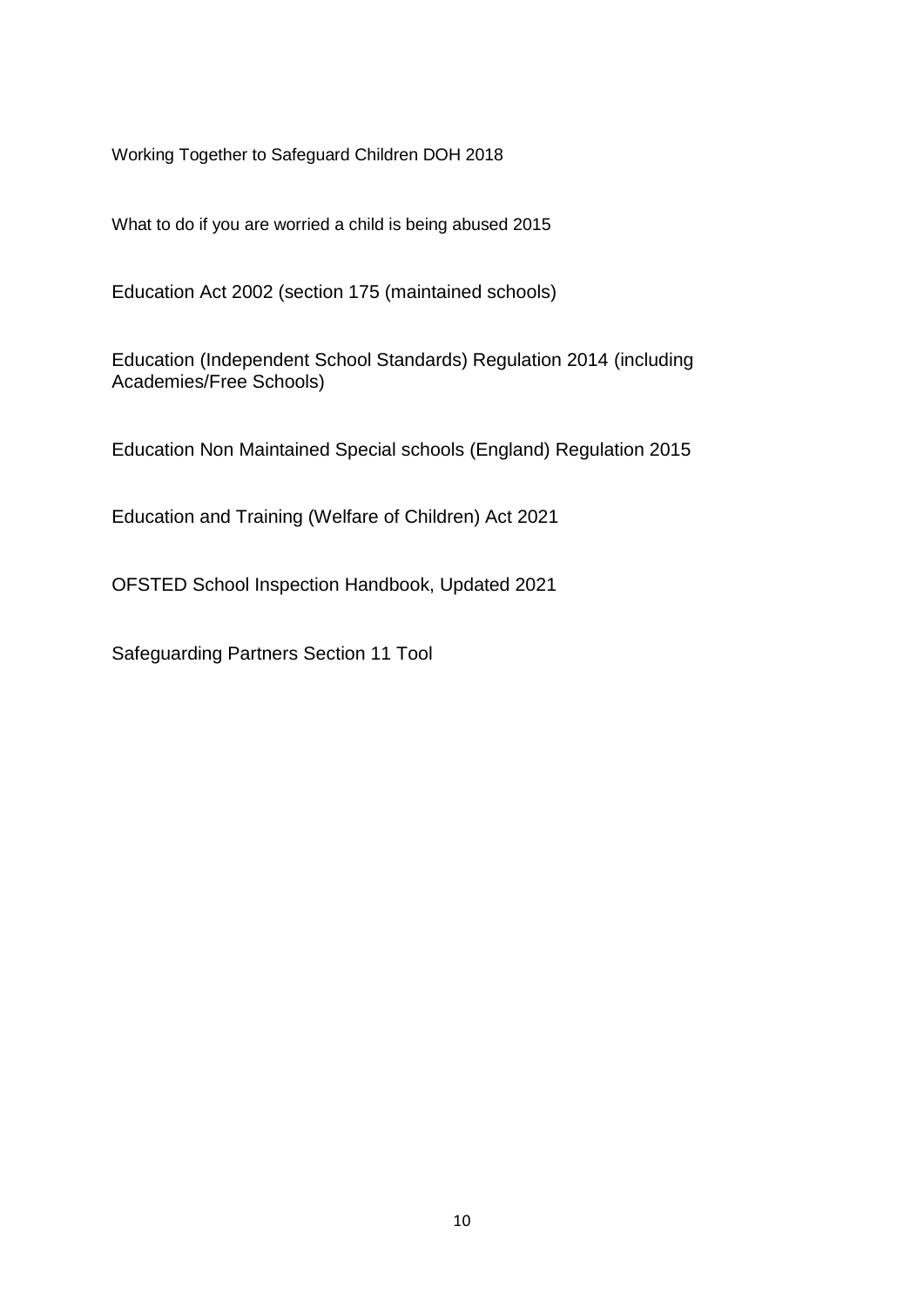Working Together to Safeguard Children DOH 2018

What to do if you are worried a child is being abused 2015

Education Act 2002 (section 175 (maintained schools)

Education (Independent School Standards) Regulation 2014 (including Academies/Free Schools)

Education Non Maintained Special schools (England) Regulation 2015

Education and Training (Welfare of Children) Act 2021

OFSTED School Inspection Handbook, Updated 2021

Safeguarding Partners Section 11 Tool